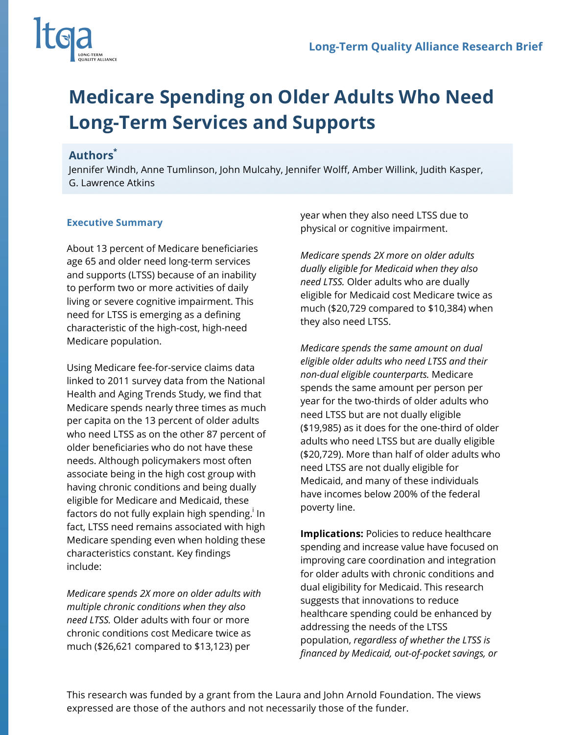Long-Term Quality Alliance Research Brief

# Medicare Spending on Older Adults Who Need Long-Term Services and Supports

## Authors[*]

Jennifer Windh, Anne Tumlinson, John Mulcahy, Jennifer Wolff, Amber Willink, Judith Kasper, G. Lawrence Atkins

### Executive Summary

About 13 percent of Medicare beneficiaries age 65 and older need long-term services and supports (LTSS) because of an inability to perform two or more activities of daily living or severe cognitive impairment. This need for LTSS is emerging as a defining characteristic of the high-cost, high-need Medicare population.

Using Medicare fee-for-service claims data linked to 2011 survey data from the National Health and Aging Trends Study, we find that Medicare spends nearly three times as much per capita on the 13 percent of older adults who need LTSS as on the other 87 percent of older beneficiaries who do not have these needs. Although policymakers most often associate being in the high cost group with having chronic conditions and being dually eligible for Medicare and Medicaid, these factors do not fully explain high spending.[i] In fact, LTSS need remains associated with high Medicare spending even when holding these characteristics constant. Key findings include:

*Medicare spends 2X more on older adults with multiple chronic conditions when they also need LTSS.* Older adults with four or more chronic conditions cost Medicare twice as much ($26,621 compared to $13,123) per year when they also need LTSS due to physical or cognitive impairment.

*Medicare spends 2X more on older adults dually eligible for Medicaid when they also need LTSS.* Older adults who are dually eligible for Medicaid cost Medicare twice as much ($20,729 compared to $10,384) when they also need LTSS.

*Medicare spends the same amount on dual eligible older adults who need LTSS and their non-dual eligible counterparts.* Medicare spends the same amount per person per year for the two-thirds of older adults who need LTSS but are not dually eligible ($19,985) as it does for the one-third of older adults who need LTSS but are dually eligible ($20,729). More than half of older adults who need LTSS are not dually eligible for Medicaid, and many of these individuals have incomes below 200% of the federal poverty line.

**Implications:** Policies to reduce healthcare spending and increase value have focused on improving care coordination and integration for older adults with chronic conditions and dual eligibility for Medicaid. This research suggests that innovations to reduce healthcare spending could be enhanced by addressing the needs of the LTSS population, *regardless of whether the LTSS is financed by Medicaid, out-of-pocket savings, or*

This research was funded by a grant from the Laura and John Arnold Foundation. The views expressed are those of the authors and not necessarily those of the funder.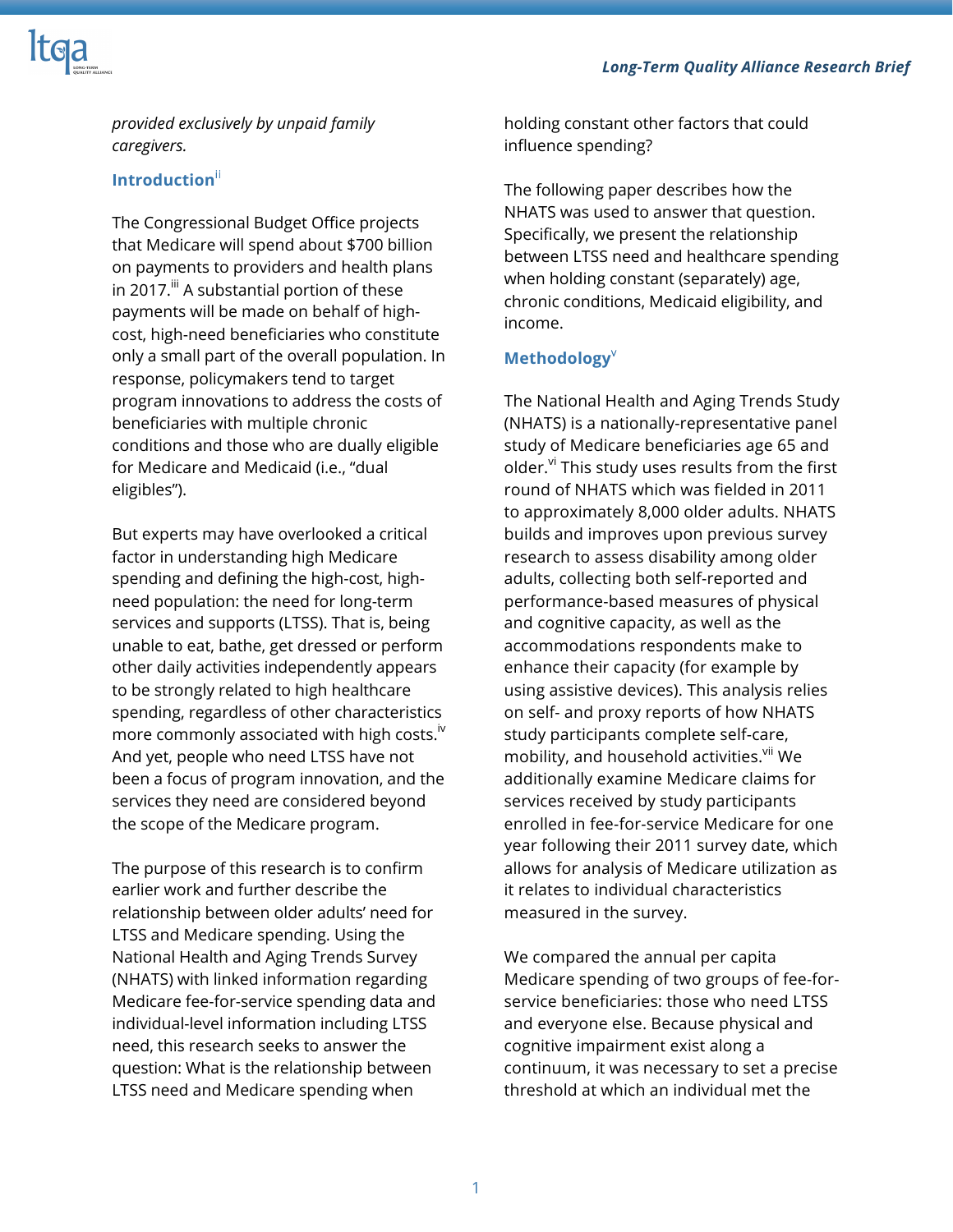*provided exclusively by unpaid family caregivers.*

## Introduction[ii]

The Congressional Budget Office projects that Medicare will spend about $700 billion on payments to providers and health plans in 2017.[iii] A substantial portion of these payments will be made on behalf of high-cost, high-need beneficiaries who constitute only a small part of the overall population. In response, policymakers tend to target program innovations to address the costs of beneficiaries with multiple chronic conditions and those who are dually eligible for Medicare and Medicaid (i.e., "dual eligibles").

But experts may have overlooked a critical factor in understanding high Medicare spending and defining the high-cost, high-need population: the need for long-term services and supports (LTSS). That is, being unable to eat, bathe, get dressed or perform other daily activities independently appears to be strongly related to high healthcare spending, regardless of other characteristics more commonly associated with high costs.[iv] And yet, people who need LTSS have not been a focus of program innovation, and the services they need are considered beyond the scope of the Medicare program.

The purpose of this research is to confirm earlier work and further describe the relationship between older adults' need for LTSS and Medicare spending. Using the National Health and Aging Trends Survey (NHATS) with linked information regarding Medicare fee-for-service spending data and individual-level information including LTSS need, this research seeks to answer the question: What is the relationship between LTSS need and Medicare spending when holding constant other factors that could influence spending?

The following paper describes how the NHATS was used to answer that question. Specifically, we present the relationship between LTSS need and healthcare spending when holding constant (separately) age, chronic conditions, Medicaid eligibility, and income.

## Methodology[v]

The National Health and Aging Trends Study (NHATS) is a nationally-representative panel study of Medicare beneficiaries age 65 and older.[vi] This study uses results from the first round of NHATS which was fielded in 2011 to approximately 8,000 older adults. NHATS builds and improves upon previous survey research to assess disability among older adults, collecting both self-reported and performance-based measures of physical and cognitive capacity, as well as the accommodations respondents make to enhance their capacity (for example by using assistive devices). This analysis relies on self- and proxy reports of how NHATS study participants complete self-care, mobility, and household activities.[vii] We additionally examine Medicare claims for services received by study participants enrolled in fee-for-service Medicare for one year following their 2011 survey date, which allows for analysis of Medicare utilization as it relates to individual characteristics measured in the survey.

We compared the annual per capita Medicare spending of two groups of fee-for-service beneficiaries: those who need LTSS and everyone else. Because physical and cognitive impairment exist along a continuum, it was necessary to set a precise threshold at which an individual met the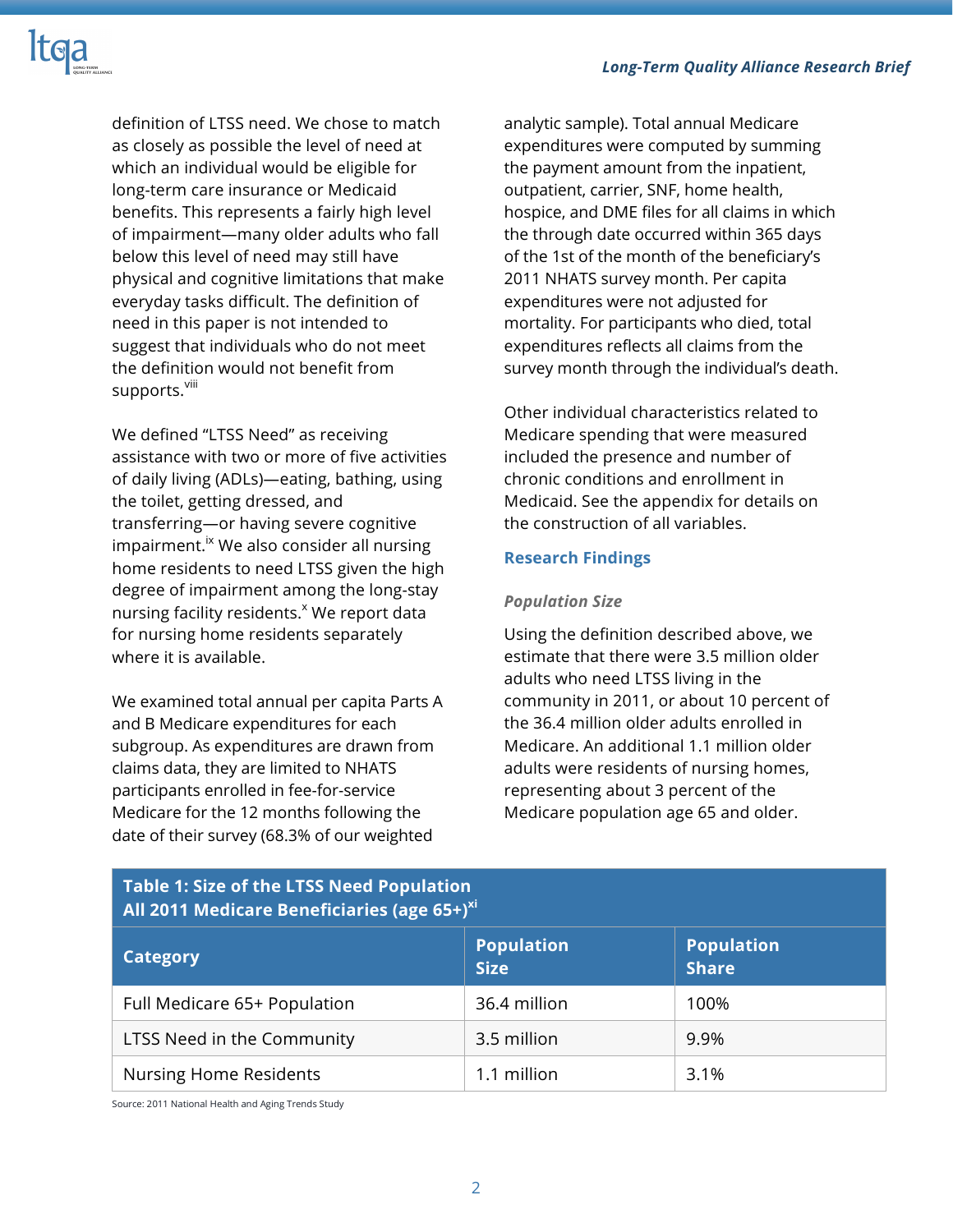definition of LTSS need. We chose to match as closely as possible the level of need at which an individual would be eligible for long-term care insurance or Medicaid benefits. This represents a fairly high level of impairment—many older adults who fall below this level of need may still have physical and cognitive limitations that make everyday tasks difficult. The definition of need in this paper is not intended to suggest that individuals who do not meet the definition would not benefit from supports.[viii]

We defined "LTSS Need" as receiving assistance with two or more of five activities of daily living (ADLs)—eating, bathing, using the toilet, getting dressed, and transferring—or having severe cognitive impairment.[ix] We also consider all nursing home residents to need LTSS given the high degree of impairment among the long-stay nursing facility residents.[x] We report data for nursing home residents separately where it is available.

We examined total annual per capita Parts A and B Medicare expenditures for each subgroup. As expenditures are drawn from claims data, they are limited to NHATS participants enrolled in fee-for-service Medicare for the 12 months following the date of their survey (68.3% of our weighted analytic sample). Total annual Medicare expenditures were computed by summing the payment amount from the inpatient, outpatient, carrier, SNF, home health, hospice, and DME files for all claims in which the through date occurred within 365 days of the 1st of the month of the beneficiary's 2011 NHATS survey month. Per capita expenditures were not adjusted for mortality. For participants who died, total expenditures reflects all claims from the survey month through the individual's death.

Other individual characteristics related to Medicare spending that were measured included the presence and number of chronic conditions and enrollment in Medicaid. See the appendix for details on the construction of all variables.

## Research Findings

### *Population Size*

Using the definition described above, we estimate that there were 3.5 million older adults who need LTSS living in the community in 2011, or about 10 percent of the 36.4 million older adults enrolled in Medicare. An additional 1.1 million older adults were residents of nursing homes, representing about 3 percent of the Medicare population age 65 and older.

**Table 1: Size of the LTSS Need Population All 2011 Medicare Beneficiaries (age 65+)[xi]**

| Category | Population Size | Population Share |
|---|---|---|
| Full Medicare 65+ Population | 36.4 million | 100% |
| LTSS Need in the Community | 3.5 million | 9.9% |
| Nursing Home Residents | 1.1 million | 3.1% |

Source: 2011 National Health and Aging Trends Study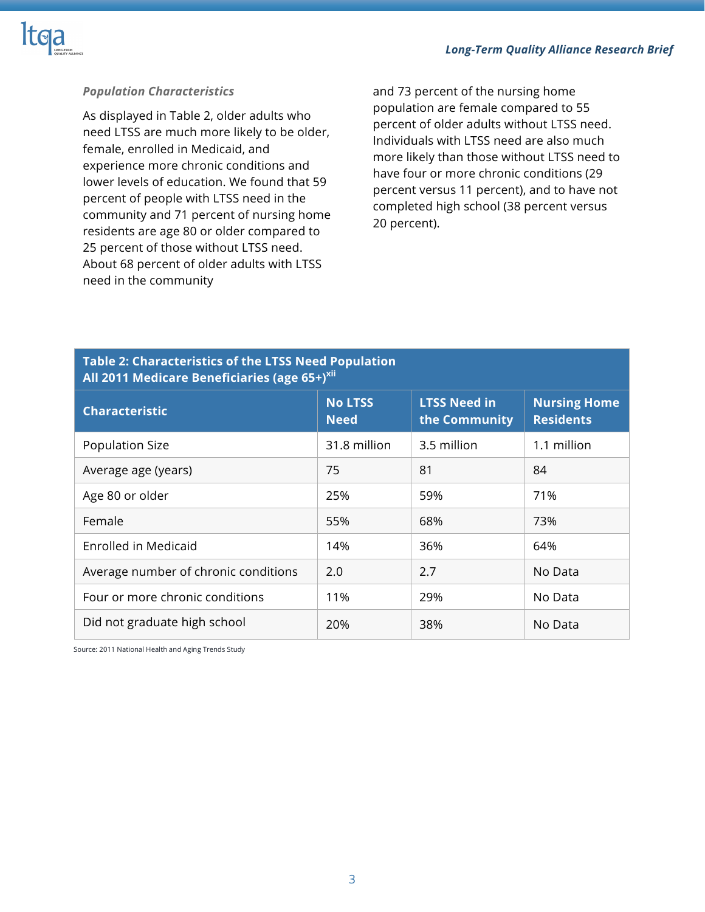### *Population Characteristics*

As displayed in Table 2, older adults who need LTSS are much more likely to be older, female, enrolled in Medicaid, and experience more chronic conditions and lower levels of education. We found that 59 percent of people with LTSS need in the community and 71 percent of nursing home residents are age 80 or older compared to 25 percent of those without LTSS need. About 68 percent of older adults with LTSS need in the community and 73 percent of the nursing home population are female compared to 55 percent of older adults without LTSS need. Individuals with LTSS need are also much more likely than those without LTSS need to have four or more chronic conditions (29 percent versus 11 percent), and to have not completed high school (38 percent versus 20 percent).

**Table 2: Characteristics of the LTSS Need Population**
**All 2011 Medicare Beneficiaries (age 65+)[xii]**

| Characteristic | No LTSS Need | LTSS Need in the Community | Nursing Home Residents |
|---|---|---|---|
| Population Size | 31.8 million | 3.5 million | 1.1 million |
| Average age (years) | 75 | 81 | 84 |
| Age 80 or older | 25% | 59% | 71% |
| Female | 55% | 68% | 73% |
| Enrolled in Medicaid | 14% | 36% | 64% |
| Average number of chronic conditions | 2.0 | 2.7 | No Data |
| Four or more chronic conditions | 11% | 29% | No Data |
| Did not graduate high school | 20% | 38% | No Data |

Source: 2011 National Health and Aging Trends Study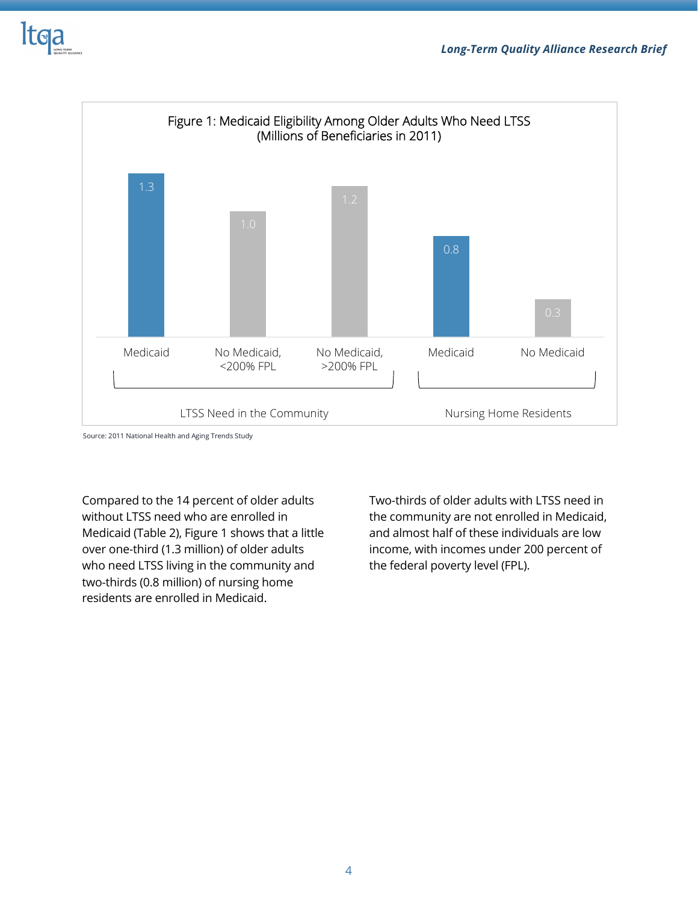Figure 1: Medicaid Eligibility Among Older Adults Who Need LTSS (Millions of Beneficiaries in 2011)

| | Medicaid | No Medicaid, <200% FPL | No Medicaid, >200% FPL |
|---|---|---|---|
| LTSS Need in the Community | 1.3 | 1.0 | 1.2 |

| | Medicaid | No Medicaid |
|---|---|---|
| Nursing Home Residents | 0.8 | 0.3 |

Source: 2011 National Health and Aging Trends Study

Compared to the 14 percent of older adults without LTSS need who are enrolled in Medicaid (Table 2), Figure 1 shows that a little over one-third (1.3 million) of older adults who need LTSS living in the community and two-thirds (0.8 million) of nursing home residents are enrolled in Medicaid.

Two-thirds of older adults with LTSS need in the community are not enrolled in Medicaid, and almost half of these individuals are low income, with incomes under 200 percent of the federal poverty level (FPL).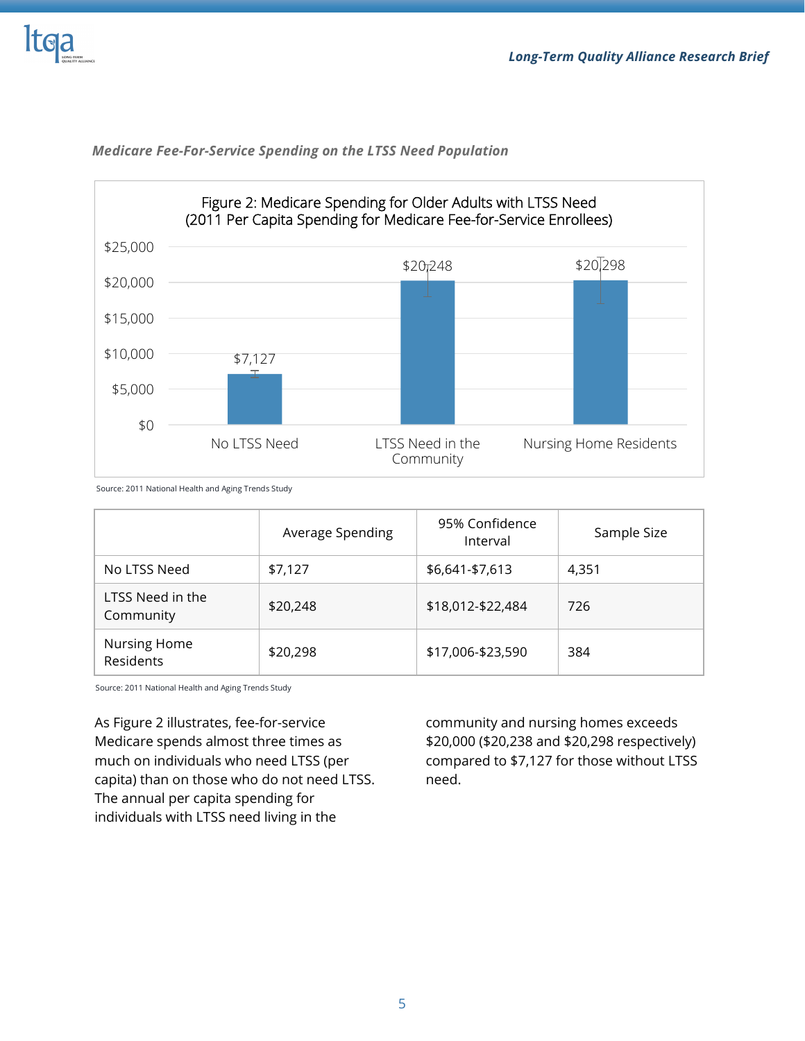*Medicare Fee-For-Service Spending on the LTSS Need Population*

Figure 2: Medicare Spending for Older Adults with LTSS Need (2011 Per Capita Spending for Medicare Fee-for-Service Enrollees)

Source: 2011 National Health and Aging Trends Study

| | Average Spending | 95% Confidence Interval | Sample Size |
|---|---|---|---|
| No LTSS Need | $7,127 | $6,641-$7,613 | 4,351 |
| LTSS Need in the Community | $20,248 | $18,012-$22,484 | 726 |
| Nursing Home Residents | $20,298 | $17,006-$23,590 | 384 |

Source: 2011 National Health and Aging Trends Study

As Figure 2 illustrates, fee-for-service Medicare spends almost three times as much on individuals who need LTSS (per capita) than on those who do not need LTSS. The annual per capita spending for individuals with LTSS need living in the community and nursing homes exceeds $20,000 ($20,238 and $20,298 respectively) compared to $7,127 for those without LTSS need.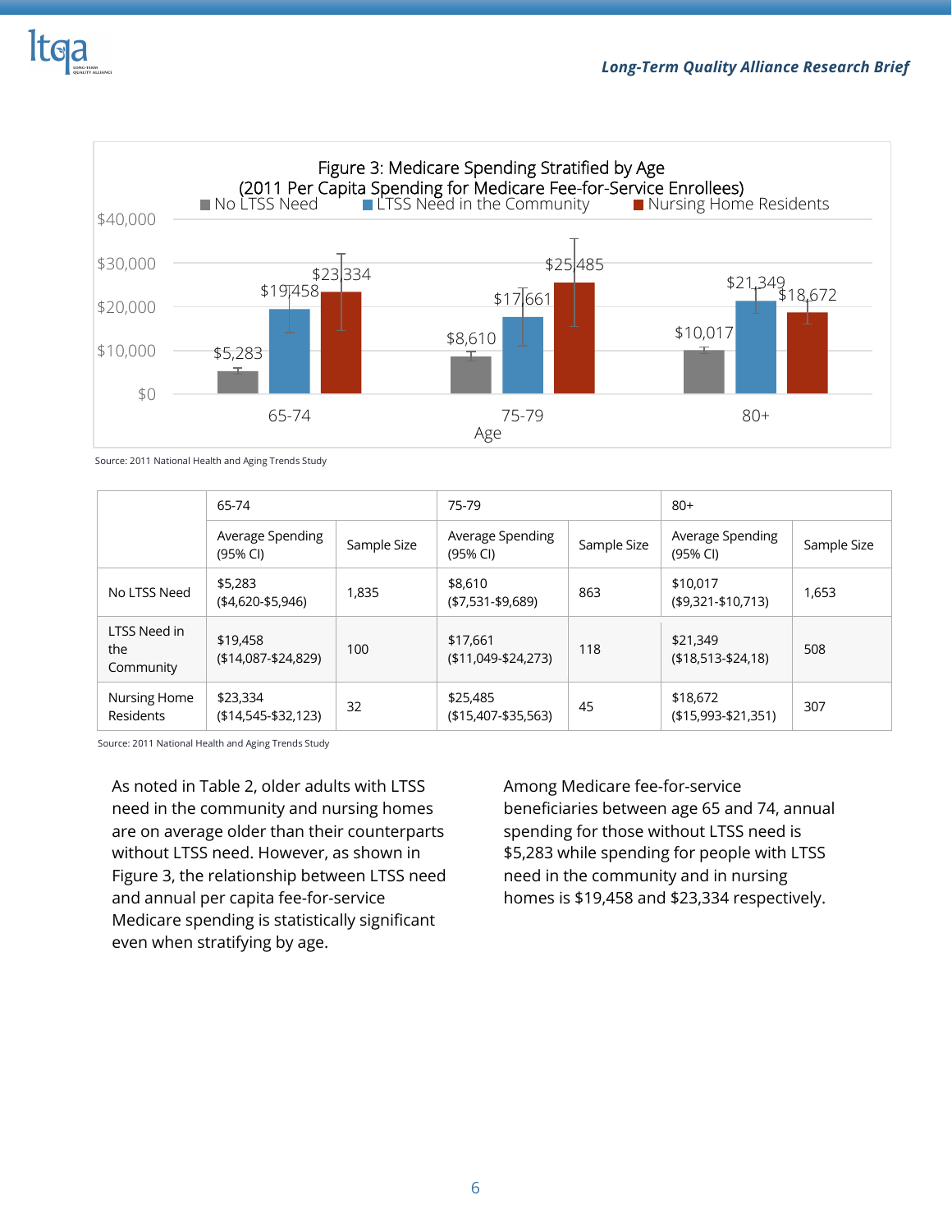Figure 3: Medicare Spending Stratified by Age
(2011 Per Capita Spending for Medicare Fee-for-Service Enrollees)

Source: 2011 National Health and Aging Trends Study

| | 65-74 | | 75-79 | | 80+ | |
|---|---|---|---|---|---|---|
| | Average Spending (95% CI) | Sample Size | Average Spending (95% CI) | Sample Size | Average Spending (95% CI) | Sample Size |
| No LTSS Need | $5,283 ($4,620-$5,946) | 1,835 | $8,610 ($7,531-$9,689) | 863 | $10,017 ($9,321-$10,713) | 1,653 |
| LTSS Need in the Community | $19,458 ($14,087-$24,829) | 100 | $17,661 ($11,049-$24,273) | 118 | $21,349 ($18,513-$24,18) | 508 |
| Nursing Home Residents | $23,334 ($14,545-$32,123) | 32 | $25,485 ($15,407-$35,563) | 45 | $18,672 ($15,993-$21,351) | 307 |

Source: 2011 National Health and Aging Trends Study

As noted in Table 2, older adults with LTSS need in the community and nursing homes are on average older than their counterparts without LTSS need. However, as shown in Figure 3, the relationship between LTSS need and annual per capita fee-for-service Medicare spending is statistically significant even when stratifying by age.

Among Medicare fee-for-service beneficiaries between age 65 and 74, annual spending for those without LTSS need is $5,283 while spending for people with LTSS need in the community and in nursing homes is $19,458 and $23,334 respectively.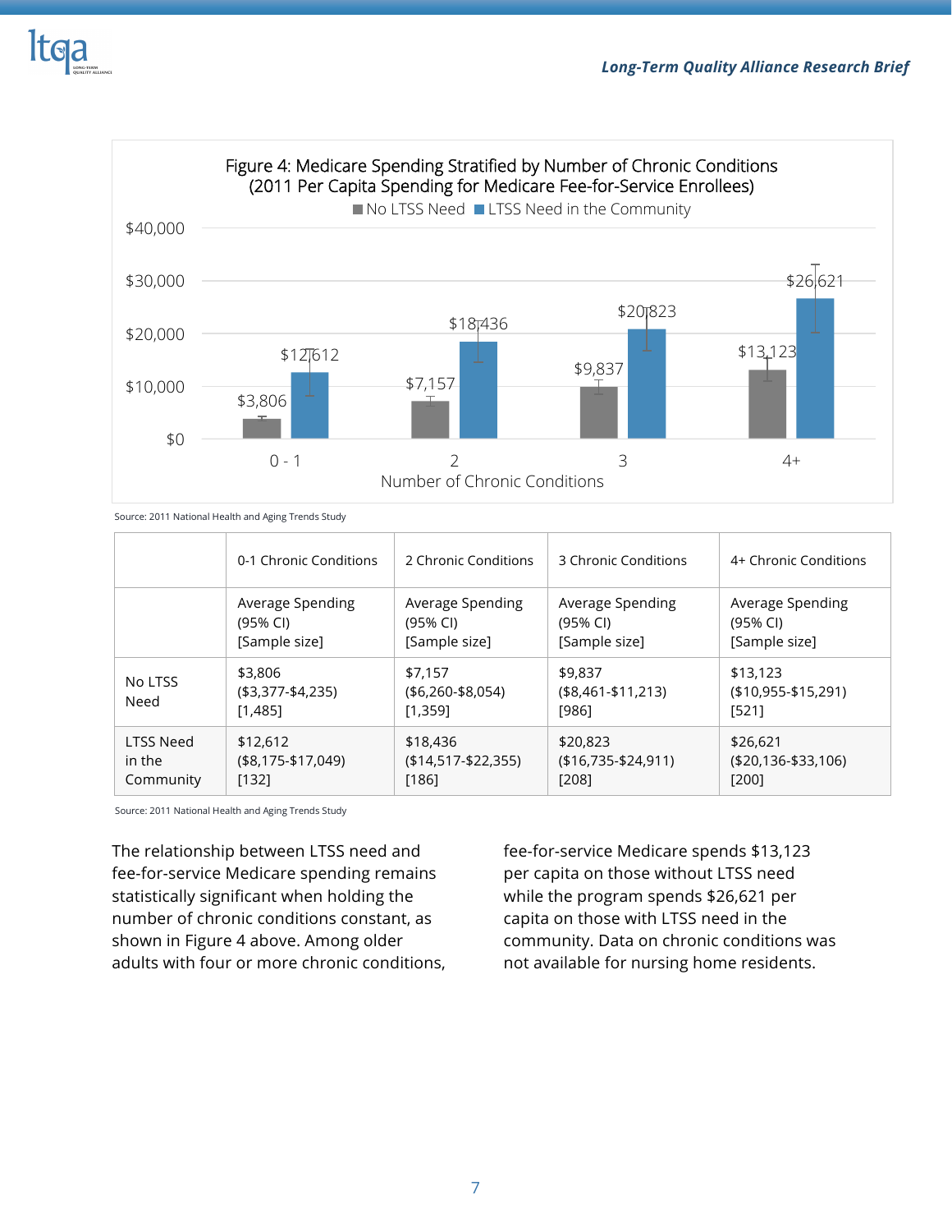Figure 4: Medicare Spending Stratified by Number of Chronic Conditions (2011 Per Capita Spending for Medicare Fee-for-Service Enrollees)

| Number of Chronic Conditions | No LTSS Need | LTSS Need in the Community |
| --- | --- | --- |
| 0 - 1 | $3,806 | $12,612 |
| 2 | $7,157 | $18,436 |
| 3 | $9,837 | $20,823 |
| 4+ | $13,123 | $26,621 |

Source: 2011 National Health and Aging Trends Study

| | 0-1 Chronic Conditions | 2 Chronic Conditions | 3 Chronic Conditions | 4+ Chronic Conditions |
| --- | --- | --- | --- | --- |
| | Average Spending (95% CI) [Sample size] | Average Spending (95% CI) [Sample size] | Average Spending (95% CI) [Sample size] | Average Spending (95% CI) [Sample size] |
| No LTSS Need | $3,806 ($3,377-$4,235) [1,485] | $7,157 ($6,260-$8,054) [1,359] | $9,837 ($8,461-$11,213) [986] | $13,123 ($10,955-$15,291) [521] |
| LTSS Need in the Community | $12,612 ($8,175-$17,049) [132] | $18,436 ($14,517-$22,355) [186] | $20,823 ($16,735-$24,911) [208] | $26,621 ($20,136-$33,106) [200] |

Source: 2011 National Health and Aging Trends Study

The relationship between LTSS need and fee-for-service Medicare spending remains statistically significant when holding the number of chronic conditions constant, as shown in Figure 4 above. Among older adults with four or more chronic conditions, fee-for-service Medicare spends $13,123 per capita on those without LTSS need while the program spends $26,621 per capita on those with LTSS need in the community. Data on chronic conditions was not available for nursing home residents.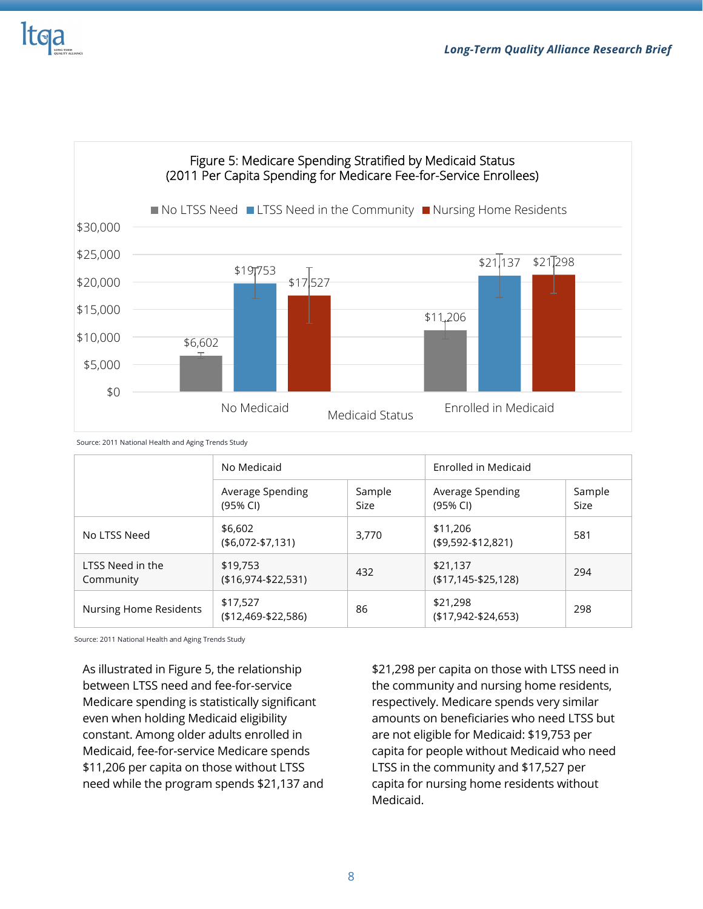Figure 5: Medicare Spending Stratified by Medicaid Status
(2011 Per Capita Spending for Medicare Fee-for-Service Enrollees)

Source: 2011 National Health and Aging Trends Study

| | No Medicaid | | Enrolled in Medicaid | |
|---|---|---|---|---|
| | Average Spending (95% CI) | Sample Size | Average Spending (95% CI) | Sample Size |
| No LTSS Need | $6,602 ($6,072-$7,131) | 3,770 | $11,206 ($9,592-$12,821) | 581 |
| LTSS Need in the Community | $19,753 ($16,974-$22,531) | 432 | $21,137 ($17,145-$25,128) | 294 |
| Nursing Home Residents | $17,527 ($12,469-$22,586) | 86 | $21,298 ($17,942-$24,653) | 298 |

Source: 2011 National Health and Aging Trends Study

As illustrated in Figure 5, the relationship between LTSS need and fee-for-service Medicare spending is statistically significant even when holding Medicaid eligibility constant. Among older adults enrolled in Medicaid, fee-for-service Medicare spends $11,206 per capita on those without LTSS need while the program spends $21,137 and $21,298 per capita on those with LTSS need in the community and nursing home residents, respectively. Medicare spends very similar amounts on beneficiaries who need LTSS but are not eligible for Medicaid: $19,753 per capita for people without Medicaid who need LTSS in the community and $17,527 per capita for nursing home residents without Medicaid.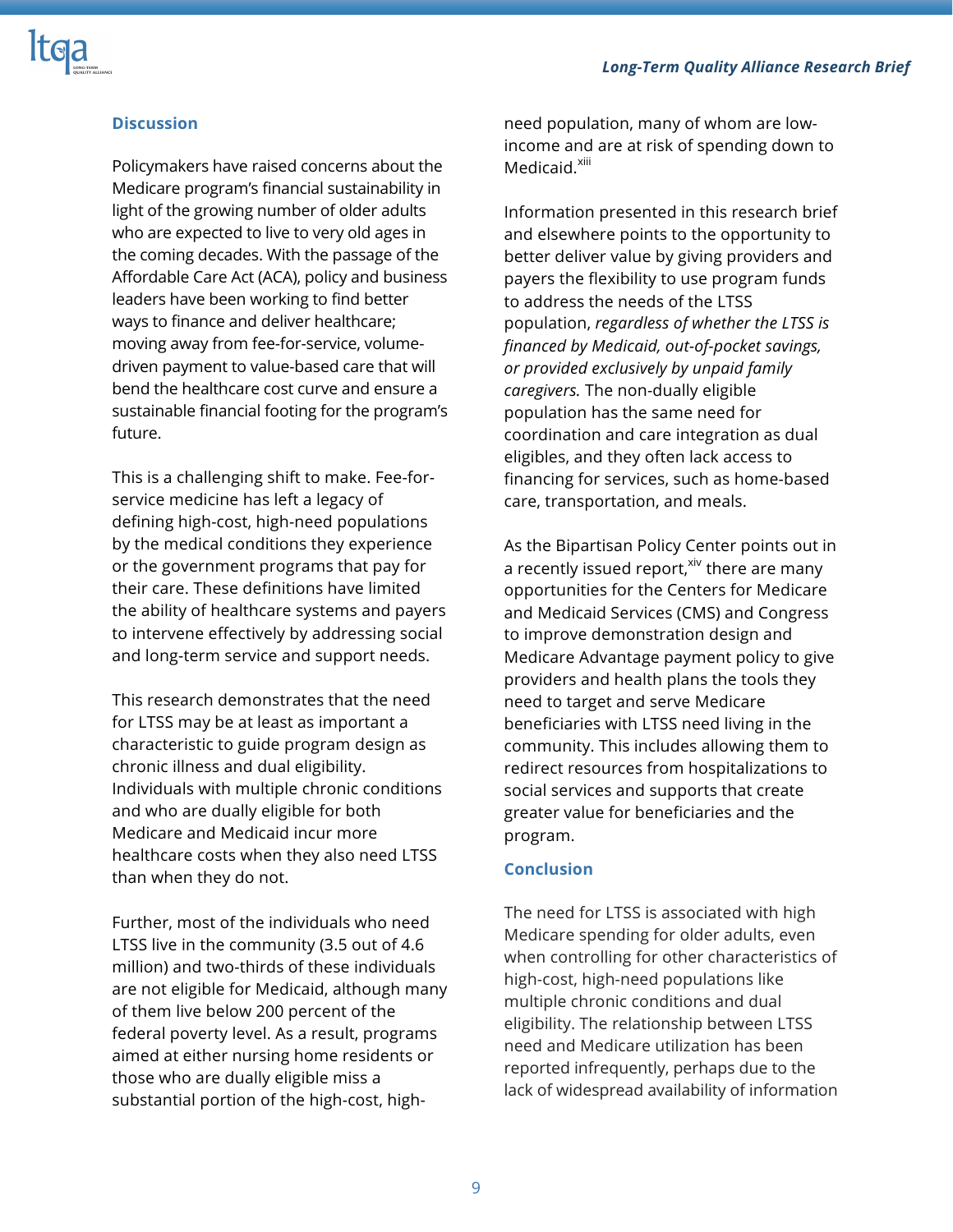## Discussion

Policymakers have raised concerns about the Medicare program's financial sustainability in light of the growing number of older adults who are expected to live to very old ages in the coming decades. With the passage of the Affordable Care Act (ACA), policy and business leaders have been working to find better ways to finance and deliver healthcare; moving away from fee-for-service, volume-driven payment to value-based care that will bend the healthcare cost curve and ensure a sustainable financial footing for the program's future.

This is a challenging shift to make. Fee-for-service medicine has left a legacy of defining high-cost, high-need populations by the medical conditions they experience or the government programs that pay for their care. These definitions have limited the ability of healthcare systems and payers to intervene effectively by addressing social and long-term service and support needs.

This research demonstrates that the need for LTSS may be at least as important a characteristic to guide program design as chronic illness and dual eligibility. Individuals with multiple chronic conditions and who are dually eligible for both Medicare and Medicaid incur more healthcare costs when they also need LTSS than when they do not.

Further, most of the individuals who need LTSS live in the community (3.5 out of 4.6 million) and two-thirds of these individuals are not eligible for Medicaid, although many of them live below 200 percent of the federal poverty level. As a result, programs aimed at either nursing home residents or those who are dually eligible miss a substantial portion of the high-cost, high-need population, many of whom are low-income and are at risk of spending down to Medicaid.[xiii]

Information presented in this research brief and elsewhere points to the opportunity to better deliver value by giving providers and payers the flexibility to use program funds to address the needs of the LTSS population, *regardless of whether the LTSS is financed by Medicaid, out-of-pocket savings, or provided exclusively by unpaid family caregivers.* The non-dually eligible population has the same need for coordination and care integration as dual eligibles, and they often lack access to financing for services, such as home-based care, transportation, and meals.

As the Bipartisan Policy Center points out in a recently issued report,[xiv] there are many opportunities for the Centers for Medicare and Medicaid Services (CMS) and Congress to improve demonstration design and Medicare Advantage payment policy to give providers and health plans the tools they need to target and serve Medicare beneficiaries with LTSS need living in the community. This includes allowing them to redirect resources from hospitalizations to social services and supports that create greater value for beneficiaries and the program.

## Conclusion

The need for LTSS is associated with high Medicare spending for older adults, even when controlling for other characteristics of high-cost, high-need populations like multiple chronic conditions and dual eligibility. The relationship between LTSS need and Medicare utilization has been reported infrequently, perhaps due to the lack of widespread availability of information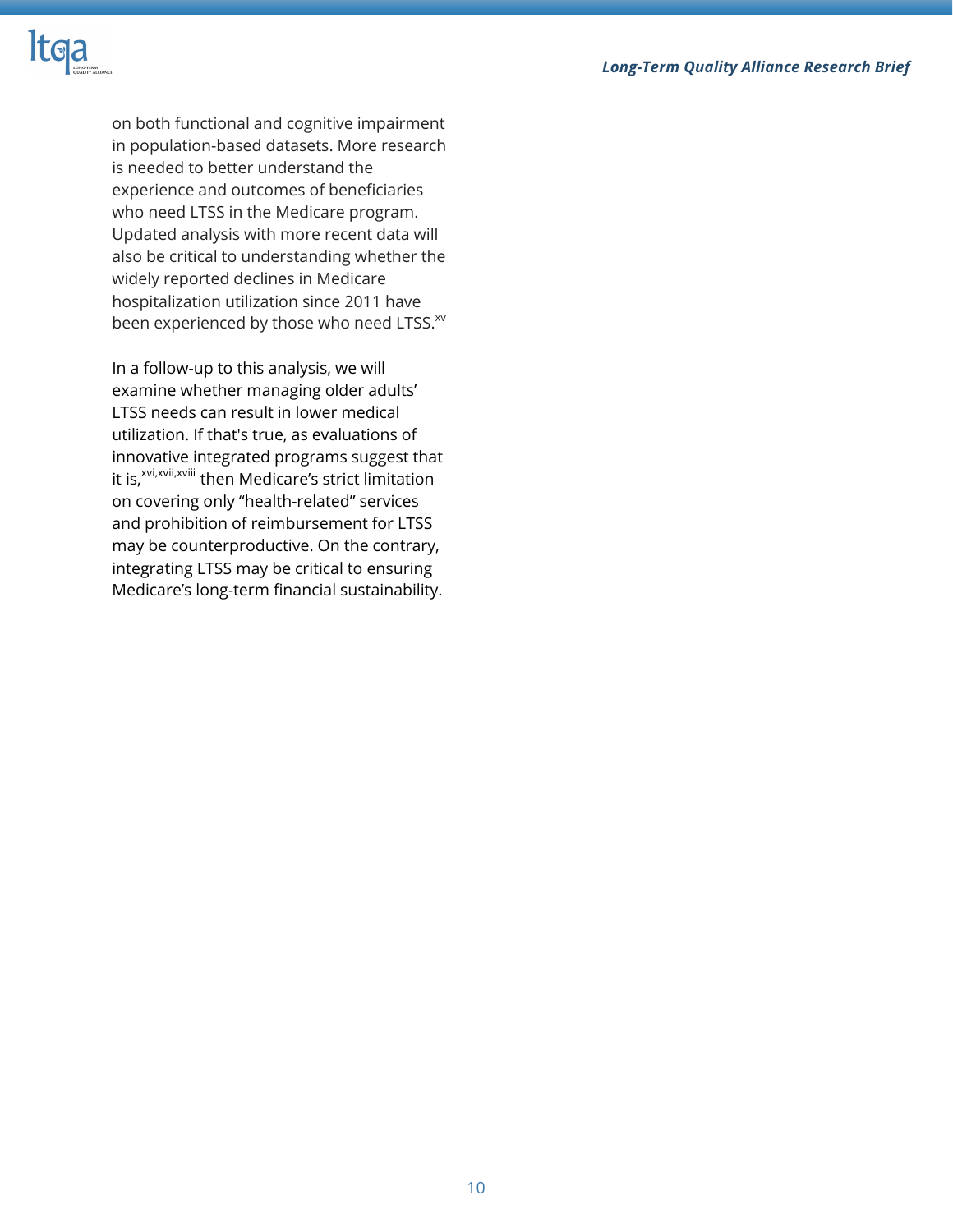on both functional and cognitive impairment in population-based datasets. More research is needed to better understand the experience and outcomes of beneficiaries who need LTSS in the Medicare program. Updated analysis with more recent data will also be critical to understanding whether the widely reported declines in Medicare hospitalization utilization since 2011 have been experienced by those who need LTSS.[xv]

In a follow-up to this analysis, we will examine whether managing older adults' LTSS needs can result in lower medical utilization. If that's true, as evaluations of innovative integrated programs suggest that it is,[xvi,xvii,xviii] then Medicare's strict limitation on covering only "health-related" services and prohibition of reimbursement for LTSS may be counterproductive. On the contrary, integrating LTSS may be critical to ensuring Medicare's long-term financial sustainability.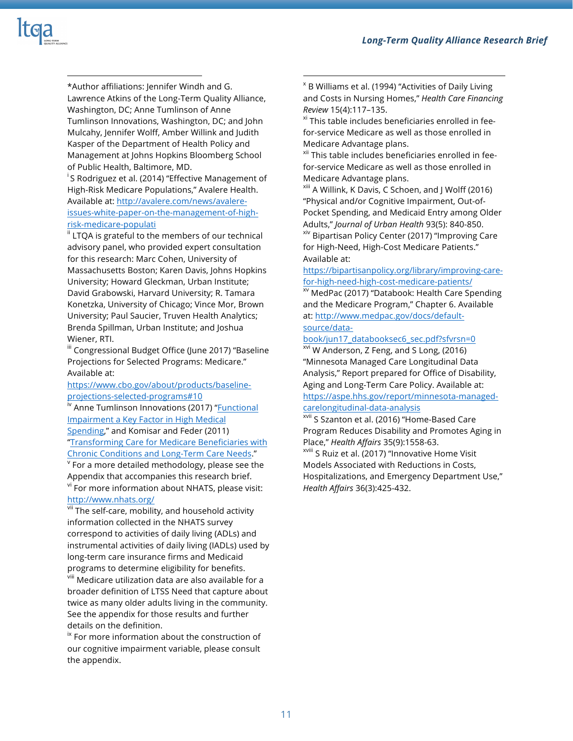*Author affiliations: Jennifer Windh and G. Lawrence Atkins of the Long-Term Quality Alliance, Washington, DC; Anne Tumlinson of Anne Tumlinson Innovations, Washington, DC; and John Mulcahy, Jennifer Wolff, Amber Willink and Judith Kasper of the Department of Health Policy and Management at Johns Hopkins Bloomberg School of Public Health, Baltimore, MD.

[i] S Rodriguez et al. (2014) "Effective Management of High-Risk Medicare Populations," Avalere Health. Available at: http://avalere.com/news/avalere-issues-white-paper-on-the-management-of-high-risk-medicare-populati

[ii] LTQA is grateful to the members of our technical advisory panel, who provided expert consultation for this research: Marc Cohen, University of Massachusetts Boston; Karen Davis, Johns Hopkins University; Howard Gleckman, Urban Institute; David Grabowski, Harvard University; R. Tamara Konetzka, University of Chicago; Vince Mor, Brown University; Paul Saucier, Truven Health Analytics; Brenda Spillman, Urban Institute; and Joshua Wiener, RTI.

[iii] Congressional Budget Office (June 2017) "Baseline Projections for Selected Programs: Medicare." Available at: https://www.cbo.gov/about/products/baseline-projections-selected-programs#10

[iv] Anne Tumlinson Innovations (2017) "Functional Impairment a Key Factor in High Medical Spending," and Komisar and Feder (2011) "Transforming Care for Medicare Beneficiaries with Chronic Conditions and Long-Term Care Needs."

[v] For a more detailed methodology, please see the Appendix that accompanies this research brief.

[vi] For more information about NHATS, please visit: http://www.nhats.org/

[vii] The self-care, mobility, and household activity information collected in the NHATS survey correspond to activities of daily living (ADLs) and instrumental activities of daily living (IADLs) used by long-term care insurance firms and Medicaid programs to determine eligibility for benefits.

[viii] Medicare utilization data are also available for a broader definition of LTSS Need that capture about twice as many older adults living in the community. See the appendix for those results and further details on the definition.

[ix] For more information about the construction of our cognitive impairment variable, please consult the appendix.

[x] B Williams et al. (1994) "Activities of Daily Living and Costs in Nursing Homes," *Health Care Financing Review* 15(4):117–135.

[xi] This table includes beneficiaries enrolled in fee-for-service Medicare as well as those enrolled in Medicare Advantage plans.

[xii] This table includes beneficiaries enrolled in fee-for-service Medicare as well as those enrolled in Medicare Advantage plans.

[xiii] A Willink, K Davis, C Schoen, and J Wolff (2016) "Physical and/or Cognitive Impairment, Out-of-Pocket Spending, and Medicaid Entry among Older Adults," *Journal of Urban Health* 93(5): 840-850.

[xiv] Bipartisan Policy Center (2017) "Improving Care for High-Need, High-Cost Medicare Patients." Available at: https://bipartisanpolicy.org/library/improving-care-for-high-need-high-cost-medicare-patients/

[xv] MedPac (2017) "Databook: Health Care Spending and the Medicare Program," Chapter 6. Available at: http://www.medpac.gov/docs/default-source/data-book/jun17_databooksec6_sec.pdf?sfvrsn=0

[xvi] W Anderson, Z Feng, and S Long, (2016) "Minnesota Managed Care Longitudinal Data Analysis," Report prepared for Office of Disability, Aging and Long-Term Care Policy. Available at: https://aspe.hhs.gov/report/minnesota-managed-carelongitudinal-data-analysis

[xvii] S Szanton et al. (2016) "Home-Based Care Program Reduces Disability and Promotes Aging in Place," *Health Affairs* 35(9):1558-63.

[xviii] S Ruiz et al. (2017) "Innovative Home Visit Models Associated with Reductions in Costs, Hospitalizations, and Emergency Department Use," *Health Affairs* 36(3):425-432.